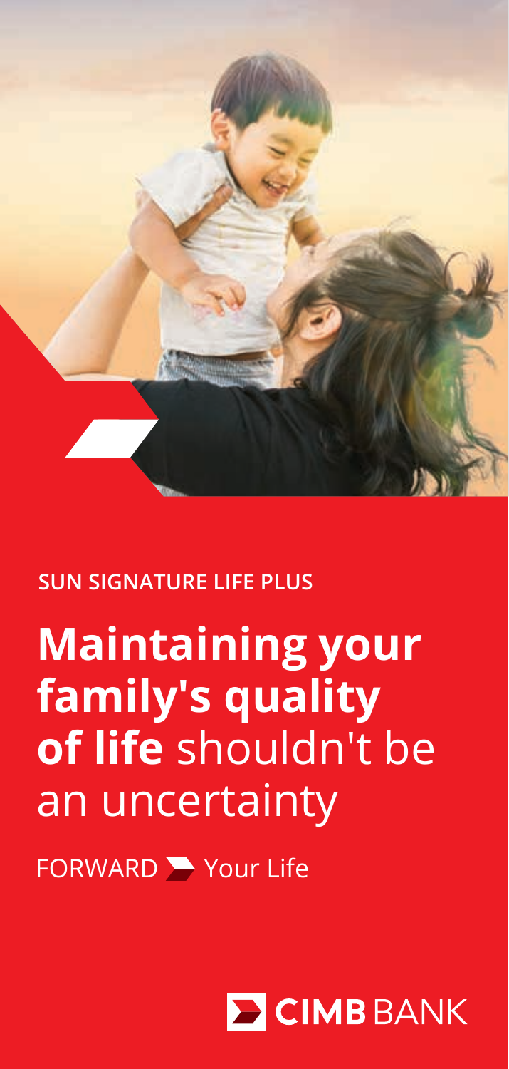SUN SIGNATURE LIFE PLUS

# **Maintaining your family's quality of life** shouldn't be an uncertainty

FORWARD Your Life

CIMB BANK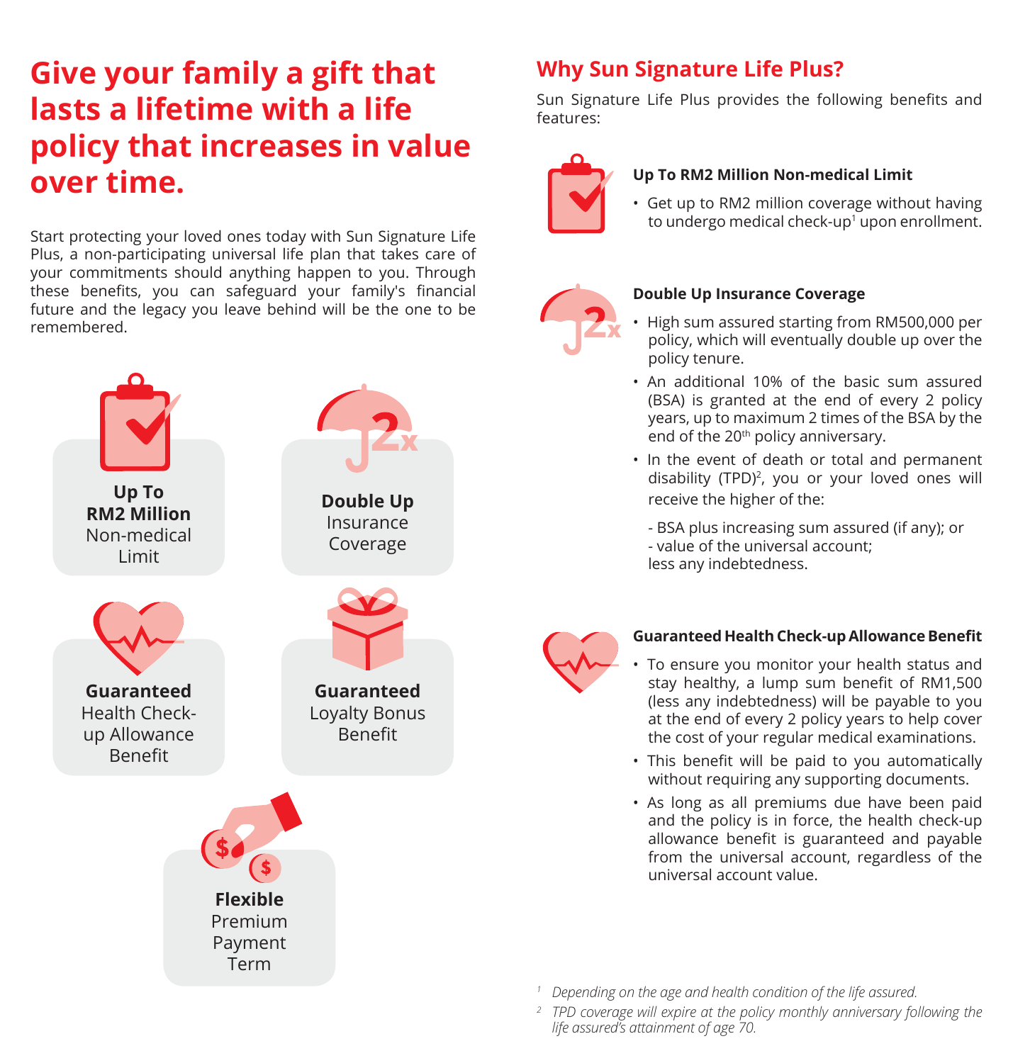# Give your family a gift that lasts a lifetime with a life policy that increases in value over time.

Start protecting your loved ones today with Sun Signature Life Plus, a non-participating universal life plan that takes care of your commitments should anything happen to you. Through these benefits, you can safeguard your family's financial future and the legacy you leave behind will be the one to be remembered.

**Up To RM2 Million** Non-medical Limit

**Double Up** Insurance Coverage

**Guaranteed** Health Check-up Allowance Benefit

**Guaranteed** Loyalty Bonus Benefit

**Flexible** Premium Payment Term

## Why Sun Signature Life Plus?

Sun Signature Life Plus provides the following benefits and features:

### Up To RM2 Million Non-medical Limit

- Get up to RM2 million coverage without having to undergo medical check-up[1] upon enrollment.

### Double Up Insurance Coverage

- High sum assured starting from RM500,000 per policy, which will eventually double up over the policy tenure.
- An additional 10% of the basic sum assured (BSA) is granted at the end of every 2 policy years, up to maximum 2 times of the BSA by the end of the 20th policy anniversary.
- In the event of death or total and permanent disability (TPD)[2], you or your loved ones will receive the higher of the:

  - BSA plus increasing sum assured (if any); or
  - value of the universal account;

  less any indebtedness.

### Guaranteed Health Check-up Allowance Benefit

- To ensure you monitor your health status and stay healthy, a lump sum benefit of RM1,500 (less any indebtedness) will be payable to you at the end of every 2 policy years to help cover the cost of your regular medical examinations.
- This benefit will be paid to you automatically without requiring any supporting documents.
- As long as all premiums due have been paid and the policy is in force, the health check-up allowance benefit is guaranteed and payable from the universal account, regardless of the universal account value.

*[1] Depending on the age and health condition of the life assured.*

*[2] TPD coverage will expire at the policy monthly anniversary following the life assured's attainment of age 70.*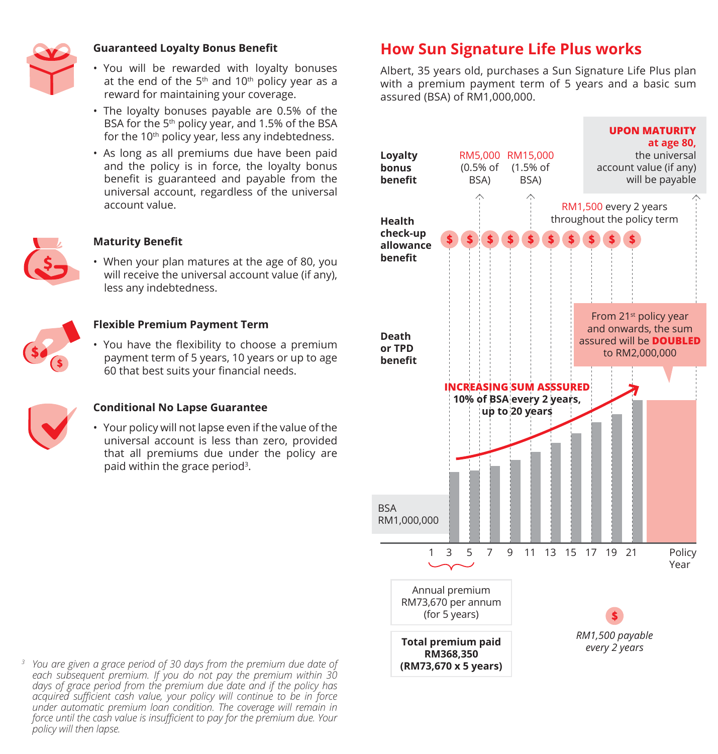### Guaranteed Loyalty Bonus Benefit

- You will be rewarded with loyalty bonuses at the end of the 5th and 10th policy year as a reward for maintaining your coverage.
- The loyalty bonuses payable are 0.5% of the BSA for the 5th policy year, and 1.5% of the BSA for the 10th policy year, less any indebtedness.
- As long as all premiums due have been paid and the policy is in force, the loyalty bonus benefit is guaranteed and payable from the universal account, regardless of the universal account value.

### Maturity Benefit

- When your plan matures at the age of 80, you will receive the universal account value (if any), less any indebtedness.

### Flexible Premium Payment Term

- You have the flexibility to choose a premium payment term of 5 years, 10 years or up to age 60 that best suits your financial needs.

### Conditional No Lapse Guarantee

- Your policy will not lapse even if the value of the universal account is less than zero, provided that all premiums due under the policy are paid within the grace period[3].

## How Sun Signature Life Plus works

Albert, 35 years old, purchases a Sun Signature Life Plus plan with a premium payment term of 5 years and a basic sum assured (BSA) of RM1,000,000.

**Loyalty bonus benefit**: RM5,000 (0.5% of BSA); RM15,000 (1.5% of BSA)

**UPON MATURITY at age 80,** the universal account value (if any) will be payable

**Health check-up allowance benefit**: RM1,500 every 2 years throughout the policy term

**Death or TPD benefit**

**INCREASING SUM ASSSURED**
**10% of BSA every 2 years, up to 20 years**

From 21st policy year and onwards, the sum assured will be **DOUBLED** to RM2,000,000

BSA RM1,000,000

Policy Year: 1, 3, 5, 7, 9, 11, 13, 15, 17, 19, 21

Annual premium RM73,670 per annum (for 5 years)

**Total premium paid RM368,350 (RM73,670 x 5 years)**

*RM1,500 payable every 2 years*

*[3] You are given a grace period of 30 days from the premium due date of each subsequent premium. If you do not pay the premium within 30 days of grace period from the premium due date and if the policy has acquired sufficient cash value, your policy will continue to be in force under automatic premium loan condition. The coverage will remain in force until the cash value is insufficient to pay for the premium due. Your policy will then lapse.*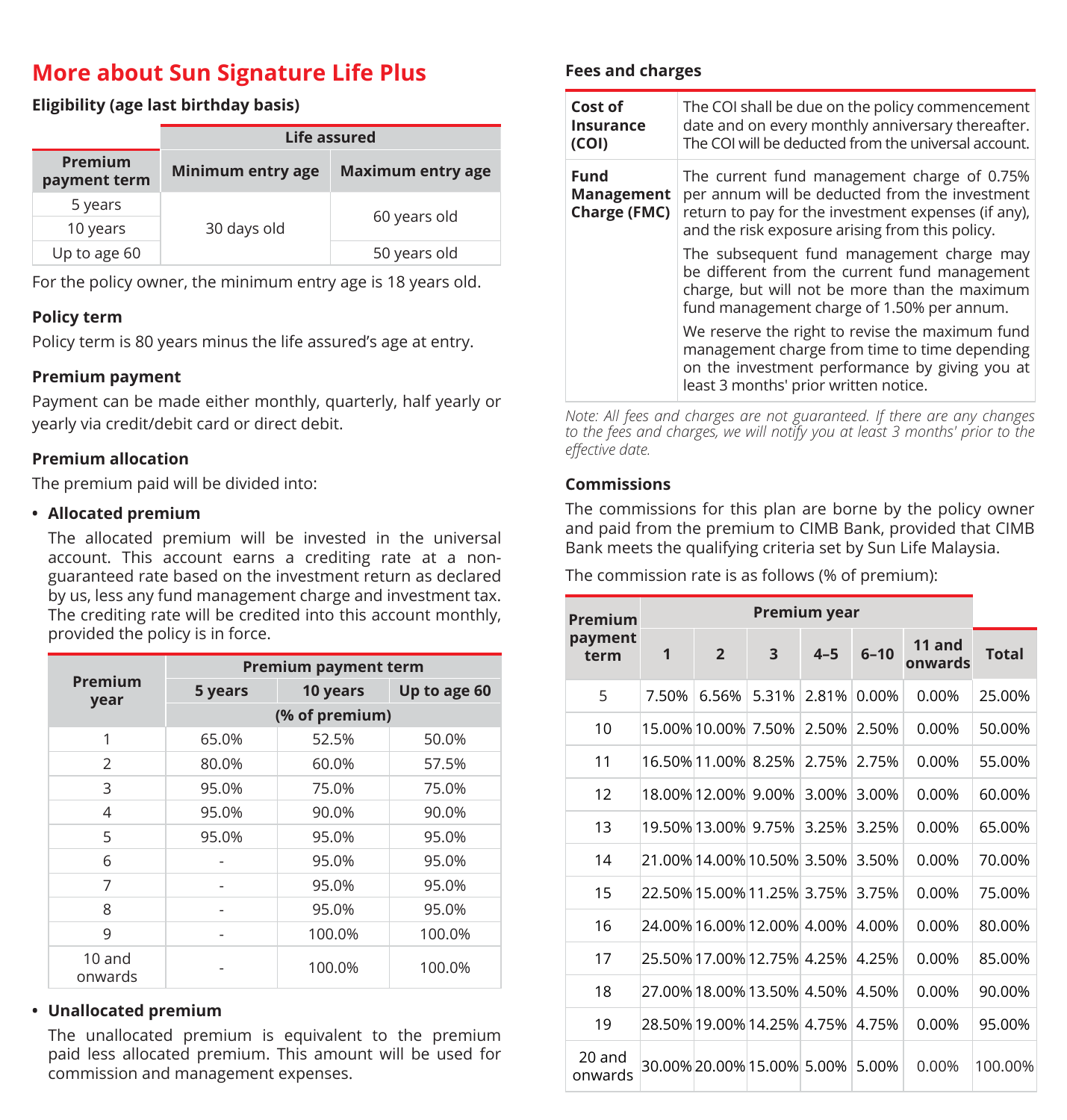# More about Sun Signature Life Plus

### Eligibility (age last birthday basis)

| Premium payment term | Life assured | |
|---|---|---|
| | Minimum entry age | Maximum entry age |
| 5 years | 30 days old | 60 years old |
| 10 years | | |
| Up to age 60 | | 50 years old |

For the policy owner, the minimum entry age is 18 years old.

### Policy term

Policy term is 80 years minus the life assured's age at entry.

### Premium payment

Payment can be made either monthly, quarterly, half yearly or yearly via credit/debit card or direct debit.

### Premium allocation

The premium paid will be divided into:

- **Allocated premium**

  The allocated premium will be invested in the universal account. This account earns a crediting rate at a non-guaranteed rate based on the investment return as declared by us, less any fund management charge and investment tax. The crediting rate will be credited into this account monthly, provided the policy is in force.

| Premium year | Premium payment term | | |
|---|---|---|---|
| | 5 years | 10 years | Up to age 60 |
| | (% of premium) | | |
| 1 | 65.0% | 52.5% | 50.0% |
| 2 | 80.0% | 60.0% | 57.5% |
| 3 | 95.0% | 75.0% | 75.0% |
| 4 | 95.0% | 90.0% | 90.0% |
| 5 | 95.0% | 95.0% | 95.0% |
| 6 | - | 95.0% | 95.0% |
| 7 | - | 95.0% | 95.0% |
| 8 | - | 95.0% | 95.0% |
| 9 | - | 100.0% | 100.0% |
| 10 and onwards | - | 100.0% | 100.0% |

- **Unallocated premium**

  The unallocated premium is equivalent to the premium paid less allocated premium. This amount will be used for commission and management expenses.

### Fees and charges

| | |
|---|---|
| **Cost of Insurance (COI)** | The COI shall be due on the policy commencement date and on every monthly anniversary thereafter. The COI will be deducted from the universal account. |
| **Fund Management Charge (FMC)** | The current fund management charge of 0.75% per annum will be deducted from the investment return to pay for the investment expenses (if any), and the risk exposure arising from this policy.<br><br>The subsequent fund management charge may be different from the current fund management charge, but will not be more than the maximum fund management charge of 1.50% per annum.<br><br>We reserve the right to revise the maximum fund management charge from time to time depending on the investment performance by giving you at least 3 months' prior written notice. |

*Note: All fees and charges are not guaranteed. If there are any changes to the fees and charges, we will notify you at least 3 months' prior to the effective date.*

### Commissions

The commissions for this plan are borne by the policy owner and paid from the premium to CIMB Bank, provided that CIMB Bank meets the qualifying criteria set by Sun Life Malaysia.

The commission rate is as follows (% of premium):

| Premium payment term | Premium year | | | | | | Total |
|---|---|---|---|---|---|---|---|
| | 1 | 2 | 3 | 4–5 | 6–10 | 11 and onwards | |
| 5 | 7.50% | 6.56% | 5.31% | 2.81% | 0.00% | 0.00% | 25.00% |
| 10 | 15.00% | 10.00% | 7.50% | 2.50% | 2.50% | 0.00% | 50.00% |
| 11 | 16.50% | 11.00% | 8.25% | 2.75% | 2.75% | 0.00% | 55.00% |
| 12 | 18.00% | 12.00% | 9.00% | 3.00% | 3.00% | 0.00% | 60.00% |
| 13 | 19.50% | 13.00% | 9.75% | 3.25% | 3.25% | 0.00% | 65.00% |
| 14 | 21.00% | 14.00% | 10.50% | 3.50% | 3.50% | 0.00% | 70.00% |
| 15 | 22.50% | 15.00% | 11.25% | 3.75% | 3.75% | 0.00% | 75.00% |
| 16 | 24.00% | 16.00% | 12.00% | 4.00% | 4.00% | 0.00% | 80.00% |
| 17 | 25.50% | 17.00% | 12.75% | 4.25% | 4.25% | 0.00% | 85.00% |
| 18 | 27.00% | 18.00% | 13.50% | 4.50% | 4.50% | 0.00% | 90.00% |
| 19 | 28.50% | 19.00% | 14.25% | 4.75% | 4.75% | 0.00% | 95.00% |
| 20 and onwards | 30.00% | 20.00% | 15.00% | 5.00% | 5.00% | 0.00% | 100.00% |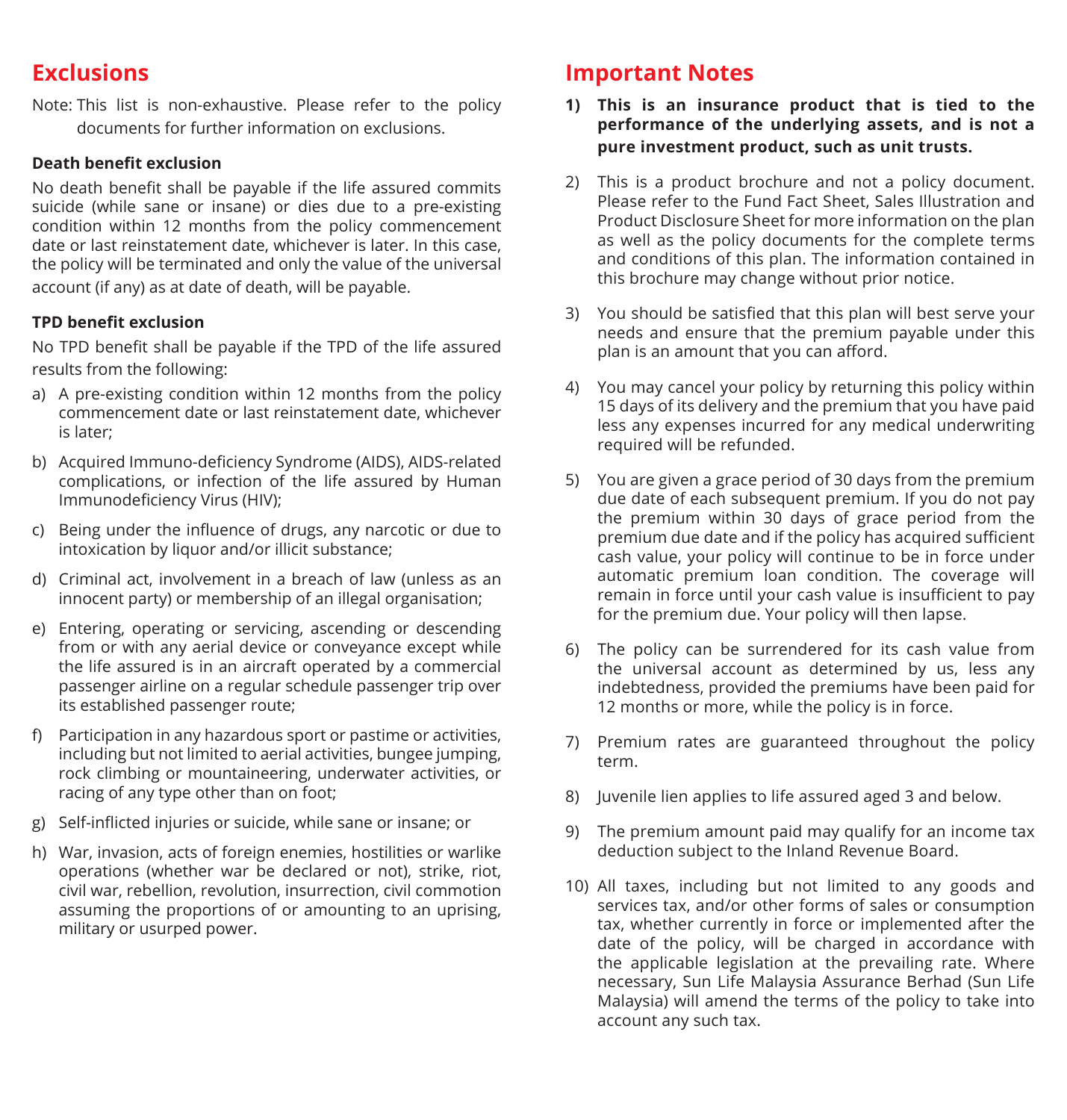## Exclusions

Note: This list is non-exhaustive. Please refer to the policy documents for further information on exclusions.

**Death benefit exclusion**

No death benefit shall be payable if the life assured commits suicide (while sane or insane) or dies due to a pre-existing condition within 12 months from the policy commencement date or last reinstatement date, whichever is later. In this case, the policy will be terminated and only the value of the universal account (if any) as at date of death, will be payable.

**TPD benefit exclusion**

No TPD benefit shall be payable if the TPD of the life assured results from the following:

a) A pre-existing condition within 12 months from the policy commencement date or last reinstatement date, whichever is later;

b) Acquired Immuno-deficiency Syndrome (AIDS), AIDS-related complications, or infection of the life assured by Human Immunodeficiency Virus (HIV);

c) Being under the influence of drugs, any narcotic or due to intoxication by liquor and/or illicit substance;

d) Criminal act, involvement in a breach of law (unless as an innocent party) or membership of an illegal organisation;

e) Entering, operating or servicing, ascending or descending from or with any aerial device or conveyance except while the life assured is in an aircraft operated by a commercial passenger airline on a regular schedule passenger trip over its established passenger route;

f) Participation in any hazardous sport or pastime or activities, including but not limited to aerial activities, bungee jumping, rock climbing or mountaineering, underwater activities, or racing of any type other than on foot;

g) Self-inflicted injuries or suicide, while sane or insane; or

h) War, invasion, acts of foreign enemies, hostilities or warlike operations (whether war be declared or not), strike, riot, civil war, rebellion, revolution, insurrection, civil commotion assuming the proportions of or amounting to an uprising, military or usurped power.

## Important Notes

1) **This is an insurance product that is tied to the performance of the underlying assets, and is not a pure investment product, such as unit trusts.**

2) This is a product brochure and not a policy document. Please refer to the Fund Fact Sheet, Sales Illustration and Product Disclosure Sheet for more information on the plan as well as the policy documents for the complete terms and conditions of this plan. The information contained in this brochure may change without prior notice.

3) You should be satisfied that this plan will best serve your needs and ensure that the premium payable under this plan is an amount that you can afford.

4) You may cancel your policy by returning this policy within 15 days of its delivery and the premium that you have paid less any expenses incurred for any medical underwriting required will be refunded.

5) You are given a grace period of 30 days from the premium due date of each subsequent premium. If you do not pay the premium within 30 days of grace period from the premium due date and if the policy has acquired sufficient cash value, your policy will continue to be in force under automatic premium loan condition. The coverage will remain in force until your cash value is insufficient to pay for the premium due. Your policy will then lapse.

6) The policy can be surrendered for its cash value from the universal account as determined by us, less any indebtedness, provided the premiums have been paid for 12 months or more, while the policy is in force.

7) Premium rates are guaranteed throughout the policy term.

8) Juvenile lien applies to life assured aged 3 and below.

9) The premium amount paid may qualify for an income tax deduction subject to the Inland Revenue Board.

10) All taxes, including but not limited to any goods and services tax, and/or other forms of sales or consumption tax, whether currently in force or implemented after the date of the policy, will be charged in accordance with the applicable legislation at the prevailing rate. Where necessary, Sun Life Malaysia Assurance Berhad (Sun Life Malaysia) will amend the terms of the policy to take into account any such tax.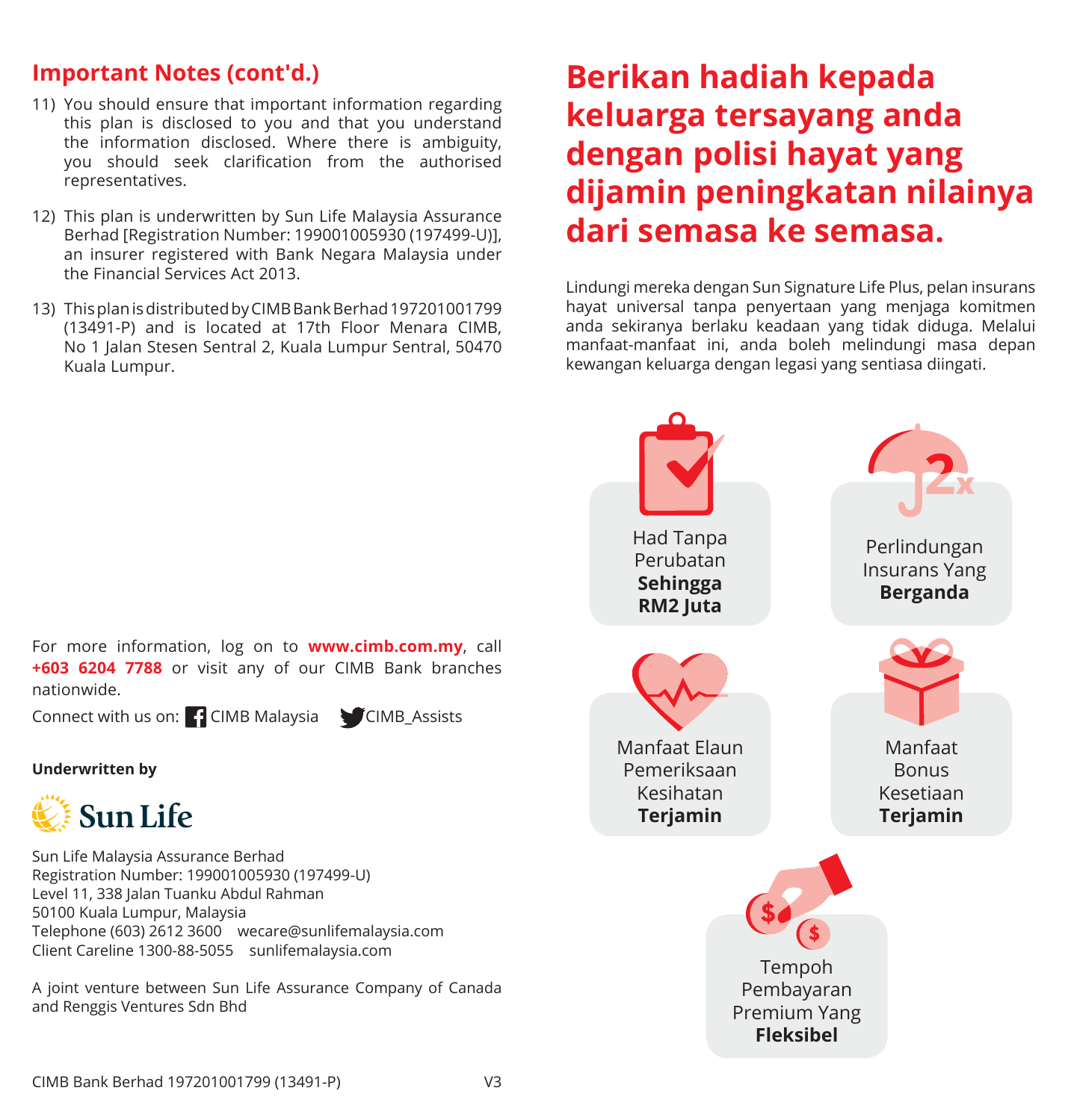## Important Notes (cont'd.)

11) You should ensure that important information regarding this plan is disclosed to you and that you understand the information disclosed. Where there is ambiguity, you should seek clarification from the authorised representatives.

12) This plan is underwritten by Sun Life Malaysia Assurance Berhad [Registration Number: 199001005930 (197499-U)], an insurer registered with Bank Negara Malaysia under the Financial Services Act 2013.

13) This plan is distributed by CIMB Bank Berhad 197201001799 (13491-P) and is located at 17th Floor Menara CIMB, No 1 Jalan Stesen Sentral 2, Kuala Lumpur Sentral, 50470 Kuala Lumpur.

For more information, log on to **www.cimb.com.my**, call **+603 6204 7788** or visit any of our CIMB Bank branches nationwide.

Connect with us on: CIMB Malaysia CIMB_Assists

**Underwritten by**

Sun Life

Sun Life Malaysia Assurance Berhad
Registration Number: 199001005930 (197499-U)
Level 11, 338 Jalan Tuanku Abdul Rahman
50100 Kuala Lumpur, Malaysia
Telephone (603) 2612 3600 wecare@sunlifemalaysia.com
Client Careline 1300-88-5055 sunlifemalaysia.com

A joint venture between Sun Life Assurance Company of Canada and Renggis Ventures Sdn Bhd

CIMB Bank Berhad 197201001799 (13491-P) V3

# Berikan hadiah kepada keluarga tersayang anda dengan polisi hayat yang dijamin peningkatan nilainya dari semasa ke semasa.

Lindungi mereka dengan Sun Signature Life Plus, pelan insurans hayat universal tanpa penyertaan yang menjaga komitmen anda sekiranya berlaku keadaan yang tidak diduga. Melalui manfaat-manfaat ini, anda boleh melindungi masa depan kewangan keluarga dengan legasi yang sentiasa diingati.

- Had Tanpa Perubatan **Sehingga RM2 Juta**
- Perlindungan Insurans Yang **Berganda**
- Manfaat Elaun Pemeriksaan Kesihatan **Terjamin**
- Manfaat Bonus Kesetiaan **Terjamin**
- Tempoh Pembayaran Premium Yang **Fleksibel**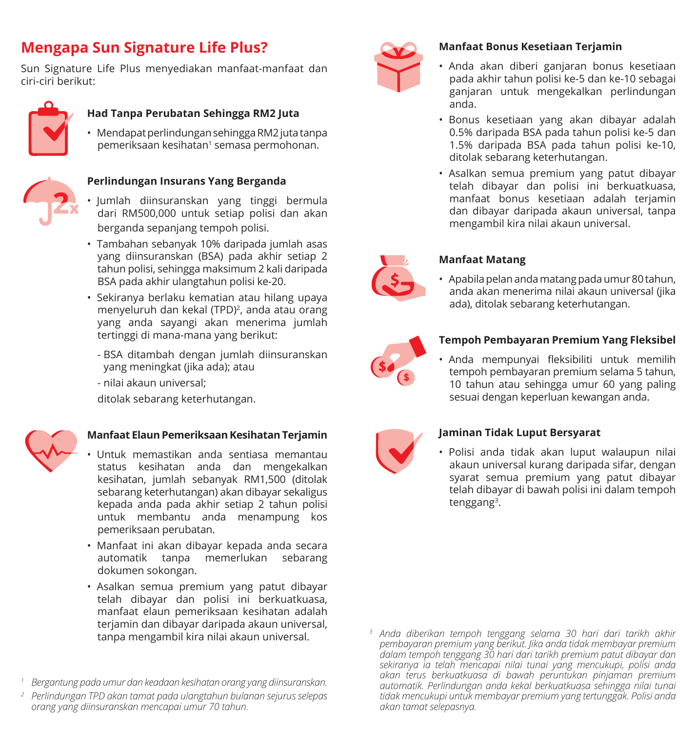## Mengapa Sun Signature Life Plus?

Sun Signature Life Plus menyediakan manfaat-manfaat dan ciri-ciri berikut:

### Had Tanpa Perubatan Sehingga RM2 Juta

- Mendapat perlindungan sehingga RM2 juta tanpa pemeriksaan kesihatan[1] semasa permohonan.

### Perlindungan Insurans Yang Berganda

- Jumlah diinsuranskan yang tinggi bermula dari RM500,000 untuk setiap polisi dan akan berganda sepanjang tempoh polisi.
- Tambahan sebanyak 10% daripada jumlah asas yang diinsuranskan (BSA) pada akhir setiap 2 tahun polisi, sehingga maksimum 2 kali daripada BSA pada akhir ulangtahun polisi ke-20.
- Sekiranya berlaku kematian atau hilang upaya menyeluruh dan kekal (TPD)[2], anda atau orang yang anda sayangi akan menerima jumlah tertinggi di mana-mana yang berikut:

  - BSA ditambah dengan jumlah diinsuranskan yang meningkat (jika ada); atau
  - nilai akaun universal;

  ditolak sebarang keterhutangan.

### Manfaat Elaun Pemeriksaan Kesihatan Terjamin

- Untuk memastikan anda sentiasa memantau status kesihatan anda dan mengekalkan kesihatan, jumlah sebanyak RM1,500 (ditolak sebarang keterhutangan) akan dibayar sekaligus kepada anda pada akhir setiap 2 tahun polisi untuk membantu anda menampung kos pemeriksaan perubatan.
- Manfaat ini akan dibayar kepada anda secara automatik tanpa memerlukan sebarang dokumen sokongan.
- Asalkan semua premium yang patut dibayar telah dibayar dan polisi ini berkuatkuasa, manfaat elaun pemeriksaan kesihatan adalah terjamin dan dibayar daripada akaun universal, tanpa mengambil kira nilai akaun universal.

*[1] Bergantung pada umur dan keadaan kesihatan orang yang diinsuranskan.*

*[2] Perlindungan TPD akan tamat pada ulangtahun bulanan sejurus selepas orang yang diinsuranskan mencapai umur 70 tahun.*

### Manfaat Bonus Kesetiaan Terjamin

- Anda akan diberi ganjaran bonus kesetiaan pada akhir tahun polisi ke-5 dan ke-10 sebagai ganjaran untuk mengekalkan perlindungan anda.
- Bonus kesetiaan yang akan dibayar adalah 0.5% daripada BSA pada tahun polisi ke-5 dan 1.5% daripada BSA pada tahun polisi ke-10, ditolak sebarang keterhutangan.
- Asalkan semua premium yang patut dibayar telah dibayar dan polisi ini berkuatkuasa, manfaat bonus kesetiaan adalah terjamin dan dibayar daripada akaun universal, tanpa mengambil kira nilai akaun universal.

### Manfaat Matang

- Apabila pelan anda matang pada umur 80 tahun, anda akan menerima nilai akaun universal (jika ada), ditolak sebarang keterhutangan.

### Tempoh Pembayaran Premium Yang Fleksibel

- Anda mempunyai fleksibiliti untuk memilih tempoh pembayaran premium selama 5 tahun, 10 tahun atau sehingga umur 60 yang paling sesuai dengan keperluan kewangan anda.

### Jaminan Tidak Luput Bersyarat

- Polisi anda tidak akan luput walaupun nilai akaun universal kurang daripada sifar, dengan syarat semua premium yang patut dibayar telah dibayar di bawah polisi ini dalam tempoh tenggang[3].

*[3] Anda diberikan tempoh tenggang selama 30 hari dari tarikh akhir pembayaran premium yang berikut. Jika anda tidak membayar premium dalam tempoh tenggang 30 hari dari tarikh premium patut dibayar dan sekiranya ia telah mencapai nilai tunai yang mencukupi, polisi anda akan terus berkuatkuasa di bawah peruntukan pinjaman premium automatik. Perlindungan anda kekal berkuatkuasa sehingga nilai tunai tidak mencukupi untuk membayar premium yang tertunggak. Polisi anda akan tamat selepasnya.*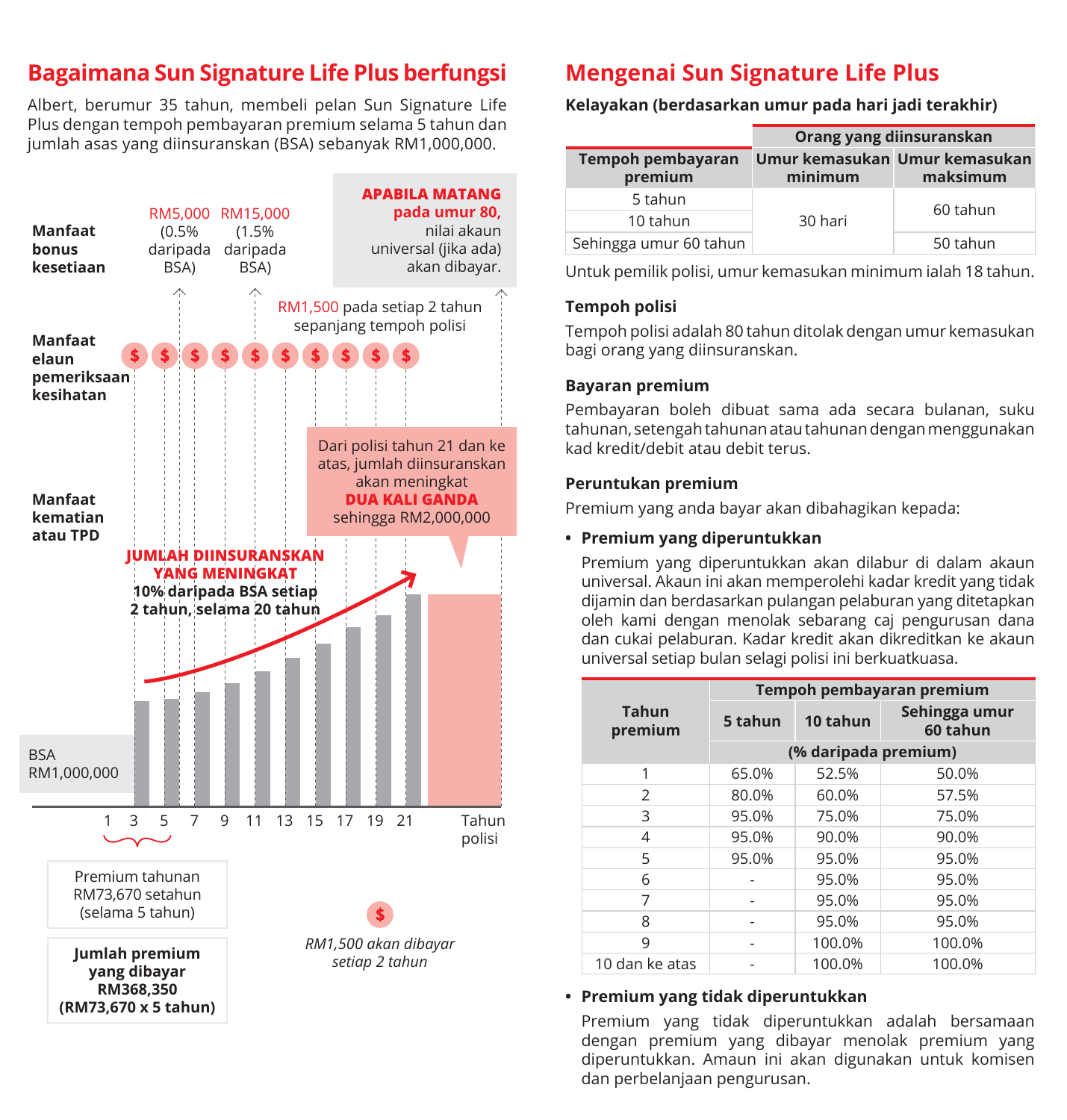## Bagaimana Sun Signature Life Plus berfungsi

Albert, berumur 35 tahun, membeli pelan Sun Signature Life Plus dengan tempoh pembayaran premium selama 5 tahun dan jumlah asas yang diinsuranskan (BSA) sebanyak RM1,000,000.

**Manfaat bonus kesetiaan**

RM5,000 (0.5% daripada BSA)

RM15,000 (1.5% daripada BSA)

**APABILA MATANG pada umur 80,** nilai akaun universal (jika ada) akan dibayar.

**Manfaat elaun pemeriksaan kesihatan**

RM1,500 pada setiap 2 tahun sepanjang tempoh polisi

**Manfaat kematian atau TPD**

Dari polisi tahun 21 dan ke atas, jumlah diinsuranskan akan meningkat **DUA KALI GANDA** sehingga RM2,000,000

**JUMLAH DIINSURANSKAN YANG MENINGKAT**
**10% daripada BSA setiap 2 tahun, selama 20 tahun**

BSA RM1,000,000

1 3 5 7 9 11 13 15 17 19 21 Tahun polisi

Premium tahunan RM73,670 setahun (selama 5 tahun)

**Jumlah premium yang dibayar RM368,350 (RM73,670 x 5 tahun)**

*RM1,500 akan dibayar setiap 2 tahun*

## Mengenai Sun Signature Life Plus

**Kelayakan (berdasarkan umur pada hari jadi terakhir)**

| Tempoh pembayaran premium | Orang yang diinsuranskan | |
|---|---|---|
| | Umur kemasukan minimum | Umur kemasukan maksimum |
| 5 tahun | 30 hari | 60 tahun |
| 10 tahun | | |
| Sehingga umur 60 tahun | | 50 tahun |

Untuk pemilik polisi, umur kemasukan minimum ialah 18 tahun.

**Tempoh polisi**

Tempoh polisi adalah 80 tahun ditolak dengan umur kemasukan bagi orang yang diinsuranskan.

**Bayaran premium**

Pembayaran boleh dibuat sama ada secara bulanan, suku tahunan, setengah tahunan atau tahunan dengan menggunakan kad kredit/debit atau debit terus.

**Peruntukan premium**

Premium yang anda bayar akan dibahagikan kepada:

- **Premium yang diperuntukkan**

  Premium yang diperuntukkan akan dilabur di dalam akaun universal. Akaun ini akan memperolehi kadar kredit yang tidak dijamin dan berdasarkan pulangan pelaburan yang ditetapkan oleh kami dengan menolak sebarang caj pengurusan dana dan cukai pelaburan. Kadar kredit akan dikreditkan ke akaun universal setiap bulan selagi polisi ini berkuatkuasa.

| Tahun premium | Tempoh pembayaran premium | | |
|---|---|---|---|
| | 5 tahun | 10 tahun | Sehingga umur 60 tahun |
| | (% daripada premium) | | |
| 1 | 65.0% | 52.5% | 50.0% |
| 2 | 80.0% | 60.0% | 57.5% |
| 3 | 95.0% | 75.0% | 75.0% |
| 4 | 95.0% | 90.0% | 90.0% |
| 5 | 95.0% | 95.0% | 95.0% |
| 6 | - | 95.0% | 95.0% |
| 7 | - | 95.0% | 95.0% |
| 8 | - | 95.0% | 95.0% |
| 9 | - | 100.0% | 100.0% |
| 10 dan ke atas | - | 100.0% | 100.0% |

- **Premium yang tidak diperuntukkan**

  Premium yang tidak diperuntukkan adalah bersamaan dengan premium yang dibayar menolak premium yang diperuntukkan. Amaun ini akan digunakan untuk komisen dan perbelanjaan pengurusan.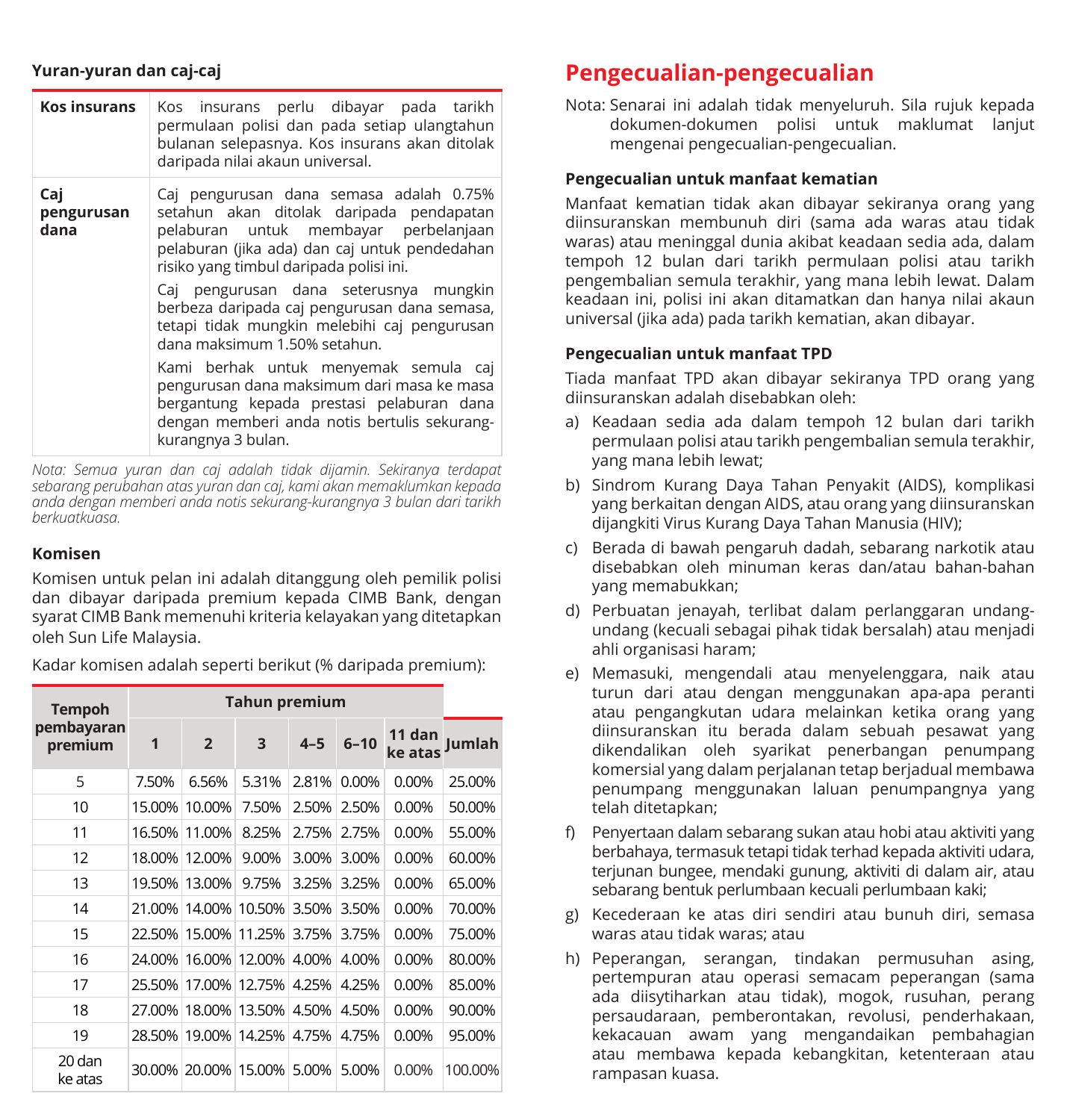### Yuran-yuran dan caj-caj

| | |
|---|---|
| **Kos insurans** | Kos insurans perlu dibayar pada tarikh permulaan polisi dan pada setiap ulangtahun bulanan selepasnya. Kos insurans akan ditolak daripada nilai akaun universal. |
| **Caj pengurusan dana** | Caj pengurusan dana semasa adalah 0.75% setahun akan ditolak daripada pendapatan pelaburan untuk membayar perbelanjaan pelaburan (jika ada) dan caj untuk pendedahan risiko yang timbul daripada polisi ini. <br><br> Caj pengurusan dana seterusnya mungkin berbeza daripada caj pengurusan dana semasa, tetapi tidak mungkin melebihi caj pengurusan dana maksimum 1.50% setahun. <br><br> Kami berhak untuk menyemak semula caj pengurusan dana maksimum dari masa ke masa bergantung kepada prestasi pelaburan dana dengan memberi anda notis bertulis sekurang-kurangnya 3 bulan. |

*Nota: Semua yuran dan caj adalah tidak dijamin. Sekiranya terdapat sebarang perubahan atas yuran dan caj, kami akan memaklumkan kepada anda dengan memberi anda notis sekurang-kurangnya 3 bulan dari tarikh berkuatkuasa.*

### Komisen

Komisen untuk pelan ini adalah ditanggung oleh pemilik polisi dan dibayar daripada premium kepada CIMB Bank, dengan syarat CIMB Bank memenuhi kriteria kelayakan yang ditetapkan oleh Sun Life Malaysia.

Kadar komisen adalah seperti berikut (% daripada premium):

| Tempoh pembayaran premium | Tahun premium | | | | | | |
|---|---|---|---|---|---|---|---|
| | 1 | 2 | 3 | 4–5 | 6–10 | 11 dan ke atas | Jumlah |
| 5 | 7.50% | 6.56% | 5.31% | 2.81% | 0.00% | 0.00% | 25.00% |
| 10 | 15.00% | 10.00% | 7.50% | 2.50% | 2.50% | 0.00% | 50.00% |
| 11 | 16.50% | 11.00% | 8.25% | 2.75% | 2.75% | 0.00% | 55.00% |
| 12 | 18.00% | 12.00% | 9.00% | 3.00% | 3.00% | 0.00% | 60.00% |
| 13 | 19.50% | 13.00% | 9.75% | 3.25% | 3.25% | 0.00% | 65.00% |
| 14 | 21.00% | 14.00% | 10.50% | 3.50% | 3.50% | 0.00% | 70.00% |
| 15 | 22.50% | 15.00% | 11.25% | 3.75% | 3.75% | 0.00% | 75.00% |
| 16 | 24.00% | 16.00% | 12.00% | 4.00% | 4.00% | 0.00% | 80.00% |
| 17 | 25.50% | 17.00% | 12.75% | 4.25% | 4.25% | 0.00% | 85.00% |
| 18 | 27.00% | 18.00% | 13.50% | 4.50% | 4.50% | 0.00% | 90.00% |
| 19 | 28.50% | 19.00% | 14.25% | 4.75% | 4.75% | 0.00% | 95.00% |
| 20 dan ke atas | 30.00% | 20.00% | 15.00% | 5.00% | 5.00% | 0.00% | 100.00% |

## Pengecualian-pengecualian

Nota: Senarai ini adalah tidak menyeluruh. Sila rujuk kepada dokumen-dokumen polisi untuk maklumat lanjut mengenai pengecualian-pengecualian.

### Pengecualian untuk manfaat kematian

Manfaat kematian tidak akan dibayar sekiranya orang yang diinsuranskan membunuh diri (sama ada waras atau tidak waras) atau meninggal dunia akibat keadaan sedia ada, dalam tempoh 12 bulan dari tarikh permulaan polisi atau tarikh pengembalian semula terakhir, yang mana lebih lewat. Dalam keadaan ini, polisi ini akan ditamatkan dan hanya nilai akaun universal (jika ada) pada tarikh kematian, akan dibayar.

### Pengecualian untuk manfaat TPD

Tiada manfaat TPD akan dibayar sekiranya TPD orang yang diinsuranskan adalah disebabkan oleh:

a) Keadaan sedia ada dalam tempoh 12 bulan dari tarikh permulaan polisi atau tarikh pengembalian semula terakhir, yang mana lebih lewat;

b) Sindrom Kurang Daya Tahan Penyakit (AIDS), komplikasi yang berkaitan dengan AIDS, atau orang yang diinsuranskan dijangkiti Virus Kurang Daya Tahan Manusia (HIV);

c) Berada di bawah pengaruh dadah, sebarang narkotik atau disebabkan oleh minuman keras dan/atau bahan-bahan yang memabukkan;

d) Perbuatan jenayah, terlibat dalam perlanggaran undang-undang (kecuali sebagai pihak tidak bersalah) atau menjadi ahli organisasi haram;

e) Memasuki, mengendali atau menyelenggara, naik atau turun dari atau dengan menggunakan apa-apa peranti atau pengangkutan udara melainkan ketika orang yang diinsuranskan itu berada dalam sebuah pesawat yang dikendalikan oleh syarikat penerbangan penumpang komersial yang dalam perjalanan tetap berjadual membawa penumpang menggunakan laluan penumpangnya yang telah ditetapkan;

f) Penyertaan dalam sebarang sukan atau hobi atau aktiviti yang berbahaya, termasuk tetapi tidak terhad kepada aktiviti udara, terjunan bungee, mendaki gunung, aktiviti di dalam air, atau sebarang bentuk perlumbaan kecuali perlumbaan kaki;

g) Kecederaan ke atas diri sendiri atau bunuh diri, semasa waras atau tidak waras; atau

h) Peperangan, serangan, tindakan permusuhan asing, pertempuran atau operasi semacam peperangan (sama ada diisytiharkan atau tidak), mogok, rusuhan, perang persaudaraan, pemberontakan, revolusi, penderhakaan, kekacauan awam yang mengandaikan pembahagian atau membawa kepada kebangkitan, ketenteraan atau rampasan kuasa.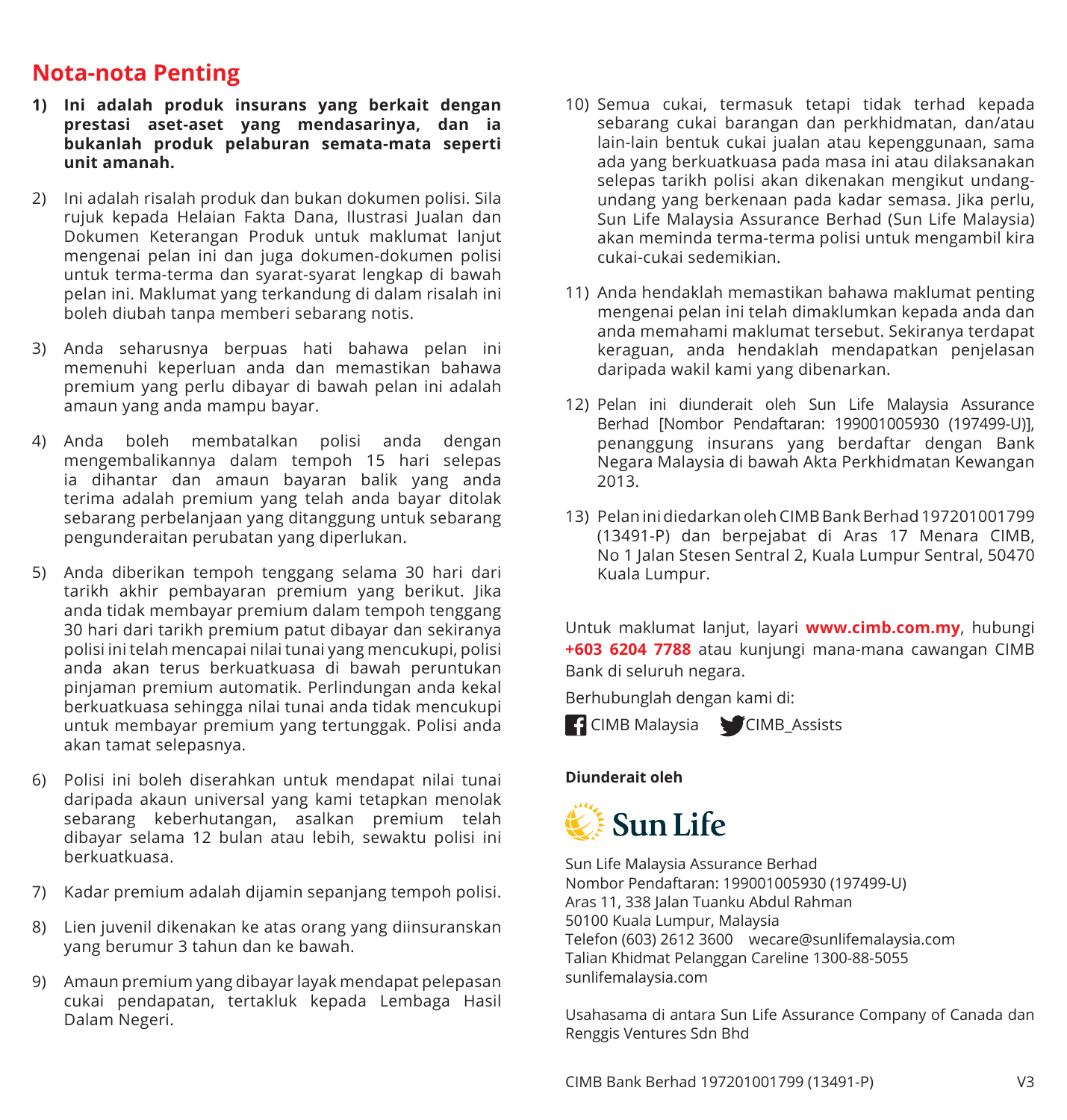## Nota-nota Penting

1) **Ini adalah produk insurans yang berkait dengan prestasi aset-aset yang mendasarinya, dan ia bukanlah produk pelaburan semata-mata seperti unit amanah.**

2) Ini adalah risalah produk dan bukan dokumen polisi. Sila rujuk kepada Helaian Fakta Dana, Ilustrasi Jualan dan Dokumen Keterangan Produk untuk maklumat lanjut mengenai pelan ini dan juga dokumen-dokumen polisi untuk terma-terma dan syarat-syarat lengkap di bawah pelan ini. Maklumat yang terkandung di dalam risalah ini boleh diubah tanpa memberi sebarang notis.

3) Anda seharusnya berpuas hati bahawa pelan ini memenuhi keperluan anda dan memastikan bahawa premium yang perlu dibayar di bawah pelan ini adalah amaun yang anda mampu bayar.

4) Anda boleh membatalkan polisi anda dengan mengembalikannya dalam tempoh 15 hari selepas ia dihantar dan amaun bayaran balik yang anda terima adalah premium yang telah anda bayar ditolak sebarang perbelanjaan yang ditanggung untuk sebarang pengunderaitan perubatan yang diperlukan.

5) Anda diberikan tempoh tenggang selama 30 hari dari tarikh akhir pembayaran premium yang berikut. Jika anda tidak membayar premium dalam tempoh tenggang 30 hari dari tarikh premium patut dibayar dan sekiranya polisi ini telah mencapai nilai tunai yang mencukupi, polisi anda akan terus berkuatkuasa di bawah peruntukan pinjaman premium automatik. Perlindungan anda kekal berkuatkuasa sehingga nilai tunai anda tidak mencukupi untuk membayar premium yang tertunggak. Polisi anda akan tamat selepasnya.

6) Polisi ini boleh diserahkan untuk mendapat nilai tunai daripada akaun universal yang kami tetapkan menolak sebarang keberhutangan, asalkan premium telah dibayar selama 12 bulan atau lebih, sewaktu polisi ini berkuatkuasa.

7) Kadar premium adalah dijamin sepanjang tempoh polisi.

8) Lien juvenil dikenakan ke atas orang yang diinsuranskan yang berumur 3 tahun dan ke bawah.

9) Amaun premium yang dibayar layak mendapat pelepasan cukai pendapatan, tertakluk kepada Lembaga Hasil Dalam Negeri.

10) Semua cukai, termasuk tetapi tidak terhad kepada sebarang cukai barangan dan perkhidmatan, dan/atau lain-lain bentuk cukai jualan atau kepenggunaan, sama ada yang berkuatkuasa pada masa ini atau dilaksanakan selepas tarikh polisi akan dikenakan mengikut undang-undang yang berkenaan pada kadar semasa. Jika perlu, Sun Life Malaysia Assurance Berhad (Sun Life Malaysia) akan meminda terma-terma polisi untuk mengambil kira cukai-cukai sedemikian.

11) Anda hendaklah memastikan bahawa maklumat penting mengenai pelan ini telah dimaklumkan kepada anda dan anda memahami maklumat tersebut. Sekiranya terdapat keraguan, anda hendaklah mendapatkan penjelasan daripada wakil kami yang dibenarkan.

12) Pelan ini diunderait oleh Sun Life Malaysia Assurance Berhad [Nombor Pendaftaran: 199001005930 (197499-U)], penanggung insurans yang berdaftar dengan Bank Negara Malaysia di bawah Akta Perkhidmatan Kewangan 2013.

13) Pelan ini diedarkan oleh CIMB Bank Berhad 197201001799 (13491-P) dan berpejabat di Aras 17 Menara CIMB, No 1 Jalan Stesen Sentral 2, Kuala Lumpur Sentral, 50470 Kuala Lumpur.

Untuk maklumat lanjut, layari **www.cimb.com.my**, hubungi **+603 6204 7788** atau kunjungi mana-mana cawangan CIMB Bank di seluruh negara.

Berhubunglah dengan kami di:

CIMB Malaysia CIMB_Assists

**Diunderait oleh**

Sun Life

Sun Life Malaysia Assurance Berhad
Nombor Pendaftaran: 199001005930 (197499-U)
Aras 11, 338 Jalan Tuanku Abdul Rahman
50100 Kuala Lumpur, Malaysia
Telefon (603) 2612 3600 wecare@sunlifemalaysia.com
Talian Khidmat Pelanggan Careline 1300-88-5055
sunlifemalaysia.com

Usahasama di antara Sun Life Assurance Company of Canada dan Renggis Ventures Sdn Bhd

CIMB Bank Berhad 197201001799 (13491-P) V3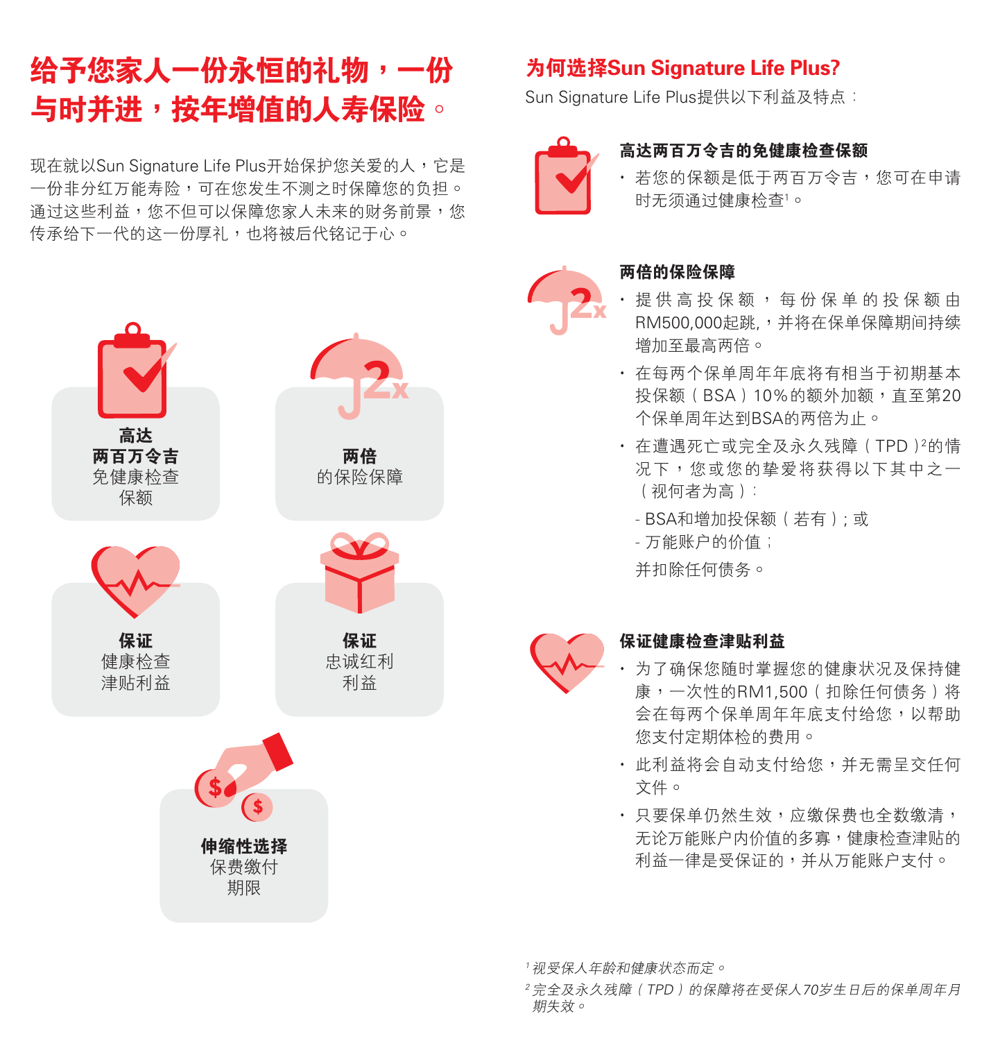# 给予您家人一份永恒的礼物，一份与时并进，按年增值的人寿保险。

现在就以Sun Signature Life Plus开始保护您关爱的人，它是一份非分红万能寿险，可在您发生不测之时保障您的负担。通过这些利益，您不但可以保障您家人未来的财务前景，您传承给下一代的这一份厚礼，也将被后代铭记于心。

**高达两百万令吉** 免健康检查保额

**两倍** 的保险保障

**保证** 健康检查津贴利益

**保证** 忠诚红利利益

**伸缩性选择** 保费缴付期限

## 为何选择Sun Signature Life Plus?

Sun Signature Life Plus提供以下利益及特点：

### 高达两百万令吉的免健康检查保额

- 若您的保额是低于两百万令吉，您可在申请时无须通过健康检查[1]。

### 两倍的保险保障

- 提供高投保额，每份保单的投保额由RM500,000起跳，并将在保单保障期间持续增加至最高两倍。
- 在每两个保单周年年底将有相当于初期基本投保额（BSA）10%的额外加额，直至第20个保单周年达到BSA的两倍为止。
- 在遭遇死亡或完全及永久残障（TPD）[2]的情况下，您或您的挚爱将获得以下其中之一（视何者为高）：
  - BSA和增加投保额（若有）；或
  - 万能账户的价值；

  并扣除任何债务。

### 保证健康检查津贴利益

- 为了确保您随时掌握您的健康状况及保持健康，一次性的RM1,500（扣除任何债务）将会在每两个保单周年年底支付给您，以帮助您支付定期体检的费用。
- 此利益将会自动支付给您，并无需呈交任何文件。
- 只要保单仍然生效，应缴保费也全数缴清，无论万能账户内价值的多寡，健康检查津贴的利益一律是受保证的，并从万能账户支付。

*[1] 视受保人年龄和健康状态而定。*

*[2] 完全及永久残障（TPD）的保障将在受保人70岁生日后的保单周年月期失效。*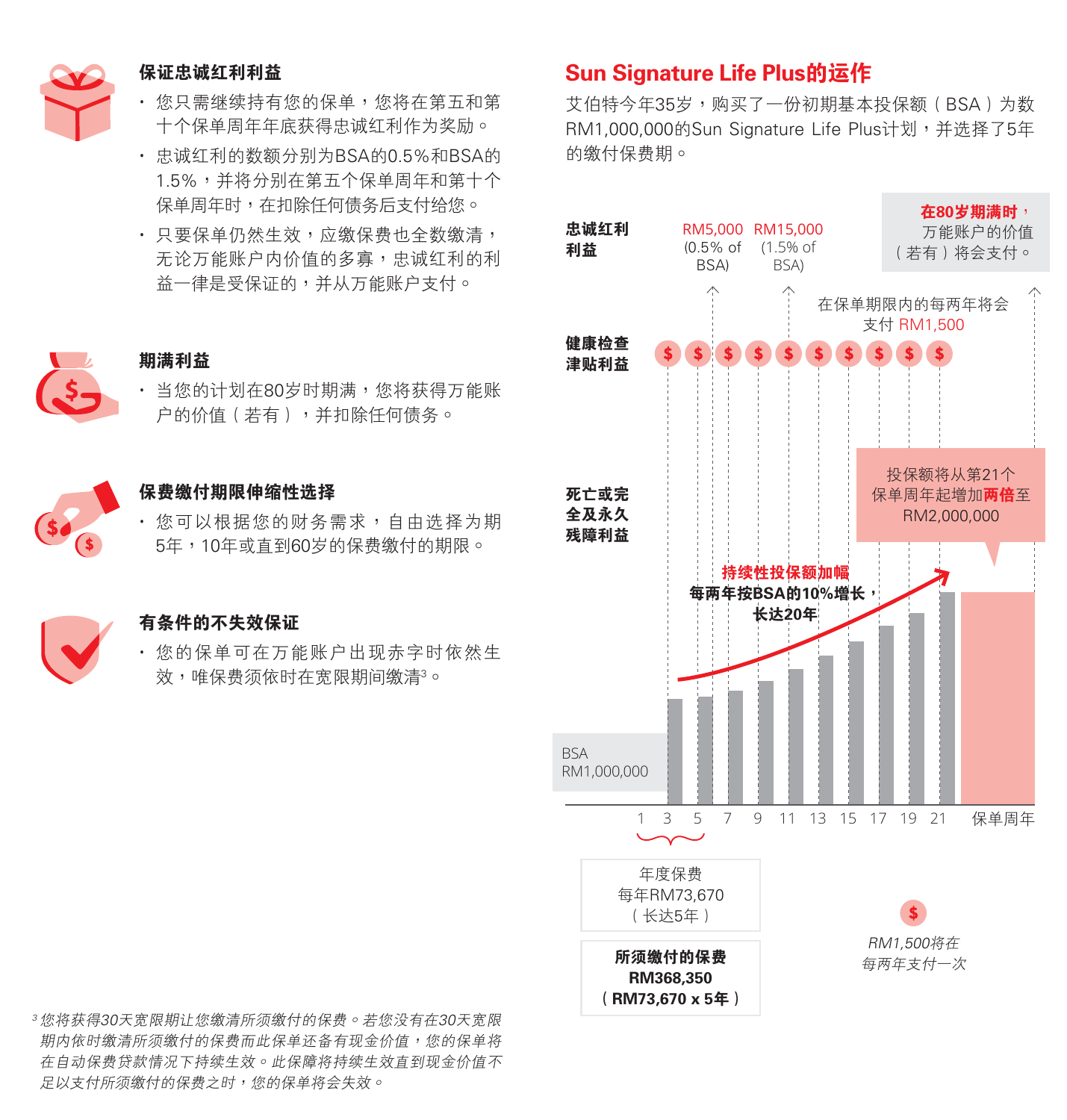### 保证忠诚红利利益

- 您只需继续持有您的保单，您将在第五和第十个保单周年年底获得忠诚红利作为奖励。
- 忠诚红利的数额分别为BSA的0.5%和BSA的1.5%，并将分别在第五个保单周年和第十个保单周年时，在扣除任何债务后支付给您。
- 只要保单仍然生效，应缴保费也全数缴清，无论万能账户内价值的多寡，忠诚红利的利益一律是受保证的，并从万能账户支付。

### 期满利益

- 当您的计划在80岁时期满，您将获得万能账户的价值（若有），并扣除任何债务。

### 保费缴付期限伸缩性选择

- 您可以根据您的财务需求，自由选择为期5年，10年或直到60岁的保费缴付的期限。

### 有条件的不失效保证

- 您的保单可在万能账户出现赤字时依然生效，唯保费须依时在宽限期间缴清[3]。

[3] *您将获得30天宽限期让您缴清所须缴付的保费。若您没有在30天宽限期内依时缴清所须缴付的保费而此保单还备有现金价值，您的保单将在自动保费贷款情况下持续生效。此保障将持续生效直到现金价值不足以支付所须缴付的保费之时，您的保单将会失效。*

## Sun Signature Life Plus的运作

艾伯特今年35岁，购买了一份初期基本投保额（BSA）为数RM1,000,000的Sun Signature Life Plus计划，并选择了5年的缴付保费期。

**忠诚红利利益**

RM5,000 (0.5% of BSA)　RM15,000 (1.5% of BSA)

**在80岁期满时，** 万能账户的价值（若有）将会支付。

**健康检查津贴利益**

在保单期限内的每两年将会支付 RM1,500

**死亡或完全及永久残障利益**

投保额将从第21个保单周年起增加**两倍**至RM2,000,000

**持续性投保额加幅**
**每两年按BSA的10%增长，长达20年**

BSA RM1,000,000

保单周年：1　3　5　7　9　11　13　15　17　19　21

年度保费
每年RM73,670
（长达5年）

**所须缴付的保费**
**RM368,350**
**（RM73,670 x 5年）**

*RM1,500将在每两年支付一次*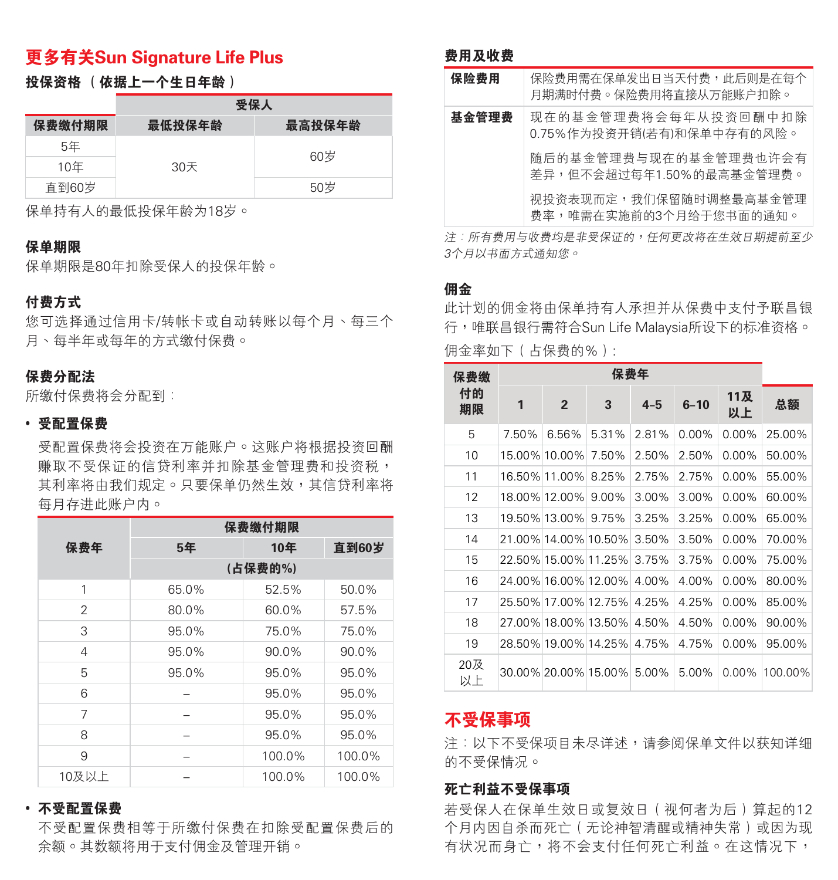## 更多有关Sun Signature Life Plus

### 投保资格（依据上一个生日年龄）

| 保费缴付期限 | 受保人 | |
|---|---|---|
| | 最低投保年龄 | 最高投保年龄 |
| 5年 | 30天 | 60岁 |
| 10年 | 30天 | 60岁 |
| 直到60岁 | 30天 | 50岁 |

保单持有人的最低投保年龄为18岁。

### 保单期限

保单期限是80年扣除受保人的投保年龄。

### 付费方式

您可选择通过信用卡/转帐卡或自动转账以每个月、每三个月、每半年或每年的方式缴付保费。

### 保费分配法

所缴付保费将会分配到：

- **受配置保费**

  受配置保费将会投资在万能账户。这账户将根据投资回酬赚取不受保证的信贷利率并扣除基金管理费和投资税，其利率将由我们规定。只要保单仍然生效，其信贷利率将每月存进此账户内。

| 保费年 | 保费缴付期限 | | |
|---|---|---|---|
| | 5年 | 10年 | 直到60岁 |
| | (占保费的%) | | |
| 1 | 65.0% | 52.5% | 50.0% |
| 2 | 80.0% | 60.0% | 57.5% |
| 3 | 95.0% | 75.0% | 75.0% |
| 4 | 95.0% | 90.0% | 90.0% |
| 5 | 95.0% | 95.0% | 95.0% |
| 6 | – | 95.0% | 95.0% |
| 7 | – | 95.0% | 95.0% |
| 8 | – | 95.0% | 95.0% |
| 9 | – | 100.0% | 100.0% |
| 10及以上 | – | 100.0% | 100.0% |

- **不受配置保费**

  不受配置保费相等于所缴付保费在扣除受配置保费后的余额。其数额将用于支付佣金及管理开销。

### 费用及收费

| | |
|---|---|
| **保险费用** | 保险费用需在保单发出日当天付费，此后则是在每个月期满时付费。保险费用将直接从万能账户扣除。 |
| **基金管理费** | 现在的基金管理费将会每年从投资回酬中扣除0.75%作为投资开销(若有)和保单中存有的风险。<br>随后的基金管理费与现在的基金管理费也许会有差异，但不会超过每年1.50%的最高基金管理费。<br>视投资表现而定，我们保留随时调整最高基金管理费率，唯需在实施前的3个月给于您书面的通知。 |

*注：所有费用与收费均是非受保证的，任何更改将在生效日期提前至少3个月以书面方式通知您。*

### 佣金

此计划的佣金将由保单持有人承担并从保费中支付予联昌银行，唯联昌银行需符合Sun Life Malaysia所设下的标准资格。

佣金率如下（占保费的%）：

| 保费缴付的期限 | 保费年 | | | | | | 总额 |
|---|---|---|---|---|---|---|---|
| | 1 | 2 | 3 | 4-5 | 6-10 | 11及以上 | |
| 5 | 7.50% | 6.56% | 5.31% | 2.81% | 0.00% | 0.00% | 25.00% |
| 10 | 15.00% | 10.00% | 7.50% | 2.50% | 2.50% | 0.00% | 50.00% |
| 11 | 16.50% | 11.00% | 8.25% | 2.75% | 2.75% | 0.00% | 55.00% |
| 12 | 18.00% | 12.00% | 9.00% | 3.00% | 3.00% | 0.00% | 60.00% |
| 13 | 19.50% | 13.00% | 9.75% | 3.25% | 3.25% | 0.00% | 65.00% |
| 14 | 21.00% | 14.00% | 10.50% | 3.50% | 3.50% | 0.00% | 70.00% |
| 15 | 22.50% | 15.00% | 11.25% | 3.75% | 3.75% | 0.00% | 75.00% |
| 16 | 24.00% | 16.00% | 12.00% | 4.00% | 4.00% | 0.00% | 80.00% |
| 17 | 25.50% | 17.00% | 12.75% | 4.25% | 4.25% | 0.00% | 85.00% |
| 18 | 27.00% | 18.00% | 13.50% | 4.50% | 4.50% | 0.00% | 90.00% |
| 19 | 28.50% | 19.00% | 14.25% | 4.75% | 4.75% | 0.00% | 95.00% |
| 20及以上 | 30.00% | 20.00% | 15.00% | 5.00% | 5.00% | 0.00% | 100.00% |

## 不受保事项

注：以下不受保项目未尽详述，请参阅保单文件以获知详细的不受保情况。

### 死亡利益不受保事项

若受保人在保单生效日或复效日（视何者为后）算起的12个月内因自杀而死亡（无论神智清醒或精神失常）或因为现有状况而身亡，将不会支付任何死亡利益。在这情况下，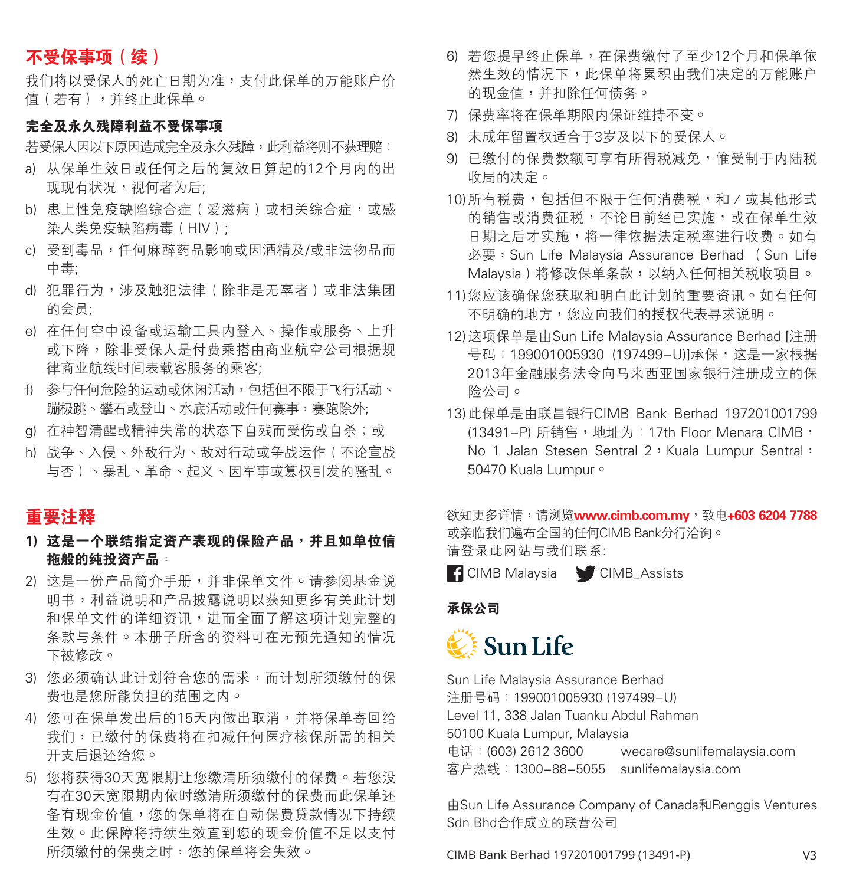## 不受保事项（续）

我们将以受保人的死亡日期为准，支付此保单的万能账户价值（若有），并终止此保单。

### 完全及永久残障利益不受保事项

若受保人因以下原因造成完全及永久残障，此利益将则不获理赔：

a) 从保单生效日或任何之后的复效日算起的12个月内的出现现有状况，视何者为后;
b) 患上性免疫缺陷综合症（爱滋病）或相关综合症，或感染人类免疫缺陷病毒（HIV）;
c) 受到毒品，任何麻醉药品影响或因酒精及/或非法物品而中毒;
d) 犯罪行为，涉及触犯法律（除非是无辜者）或非法集团的会员;
e) 在任何空中设备或运输工具内登入、操作或服务、上升或下降，除非受保人是付费乘搭由商业航空公司根据规律商业航线时间表载客服务的乘客;
f) 参与任何危险的运动或休闲活动，包括但不限于飞行活动、蹦极跳、攀石或登山、水底活动或任何赛事，赛跑除外;
g) 在神智清醒或精神失常的状态下自残而受伤或自杀；或
h) 战争、入侵、外敌行为、敌对行动或争战运作（不论宣战与否）、暴乱、革命、起义、因军事或篡权引发的骚乱。

## 重要注释

1) **这是一个联结指定资产表现的保险产品，并且如单位信托般的纯投资产品。**
2) 这是一份产品简介手册，并非保单文件。请参阅基金说明书，利益说明和产品披露说明以获知更多有关此计划和保单文件的详细资讯，进而全面了解这项计划完整的条款与条件。本册子所含的资料可在无预先通知的情况下被修改。
3) 您必须确认此计划符合您的需求，而计划所须缴付的保费也是您所能负担的范围之内。
4) 您可在保单发出后的15天内做出取消，并将保单寄回给我们，已缴付的保费将在扣减任何医疗核保所需的相关开支后退还给您。
5) 您将获得30天宽限期让您缴清所须缴付的保费。若您没有在30天宽限期内依时缴清所须缴付的保费而此保单还备有现金价值，您的保单将在自动保费贷款情况下持续生效。此保障将持续生效直到您的现金价值不足以支付所须缴付的保费之时，您的保单将会失效。
6) 若您提早终止保单，在保费缴付了至少12个月和保单依然生效的情况下，此保单将累积由我们决定的万能账户的现金值，并扣除任何债务。
7) 保费率将在保单期限内保证维持不变。
8) 未成年留置权适合于3岁及以下的受保人。
9) 已缴付的保费数额可享有所得税减免，惟受制于内陆税收局的决定。
10) 所有税费，包括但不限于任何消费税，和／或其他形式的销售或消费征税，不论目前经已实施，或在保单生效日期之后才实施，将一律依据法定税率进行收费。如有必要，Sun Life Malaysia Assurance Berhad （Sun Life Malaysia）将修改保单条款，以纳入任何相关税收项目。
11) 您应该确保您获取和明白此计划的重要资讯。如有任何不明确的地方，您应向我们的授权代表寻求说明。
12) 这项保单是由Sun Life Malaysia Assurance Berhad [注册号码：199001005930 (197499–U)]承保，这是一家根据2013年金融服务法令向马来西亚国家银行注册成立的保险公司。
13) 此保单是由联昌银行CIMB Bank Berhad 197201001799 (13491–P) 所销售，地址为：17th Floor Menara CIMB，No 1 Jalan Stesen Sentral 2，Kuala Lumpur Sentral，50470 Kuala Lumpur。

欲知更多详情，请浏览**www.cimb.com.my**，致电**+603 6204 7788**或亲临我们遍布全国的任何CIMB Bank分行洽询。
请登录此网站与我们联系：

CIMB Malaysia　CIMB_Assists

**承保公司**

Sun Life

Sun Life Malaysia Assurance Berhad
注册号码：199001005930 (197499–U)
Level 11, 338 Jalan Tuanku Abdul Rahman
50100 Kuala Lumpur, Malaysia
电话：(603) 2612 3600　wecare@sunlifemalaysia.com
客户热线：1300–88–5055　sunlifemalaysia.com

由Sun Life Assurance Company of Canada和Renggis Ventures Sdn Bhd合作成立的联营公司

CIMB Bank Berhad 197201001799 (13491-P)　V3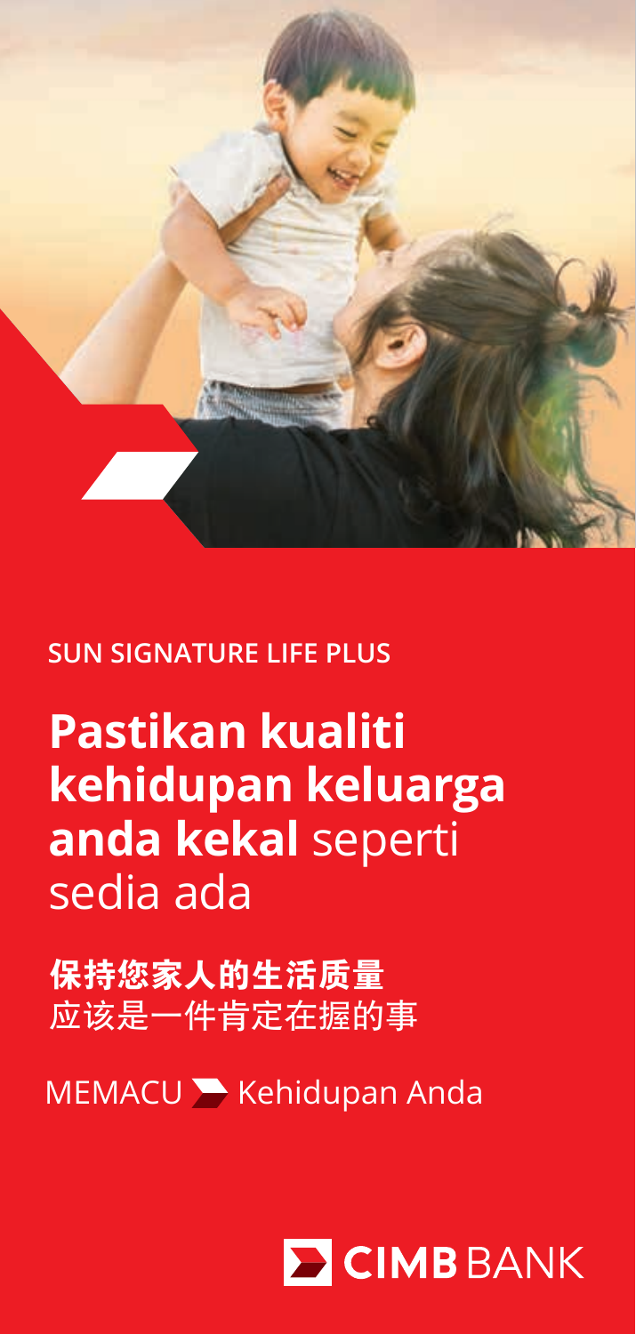SUN SIGNATURE LIFE PLUS

# **Pastikan kualiti kehidupan keluarga anda kekal** seperti sedia ada

**保持您家人的生活质量**
应该是一件肯定在握的事

MEMACU Kehidupan Anda

CIMB BANK